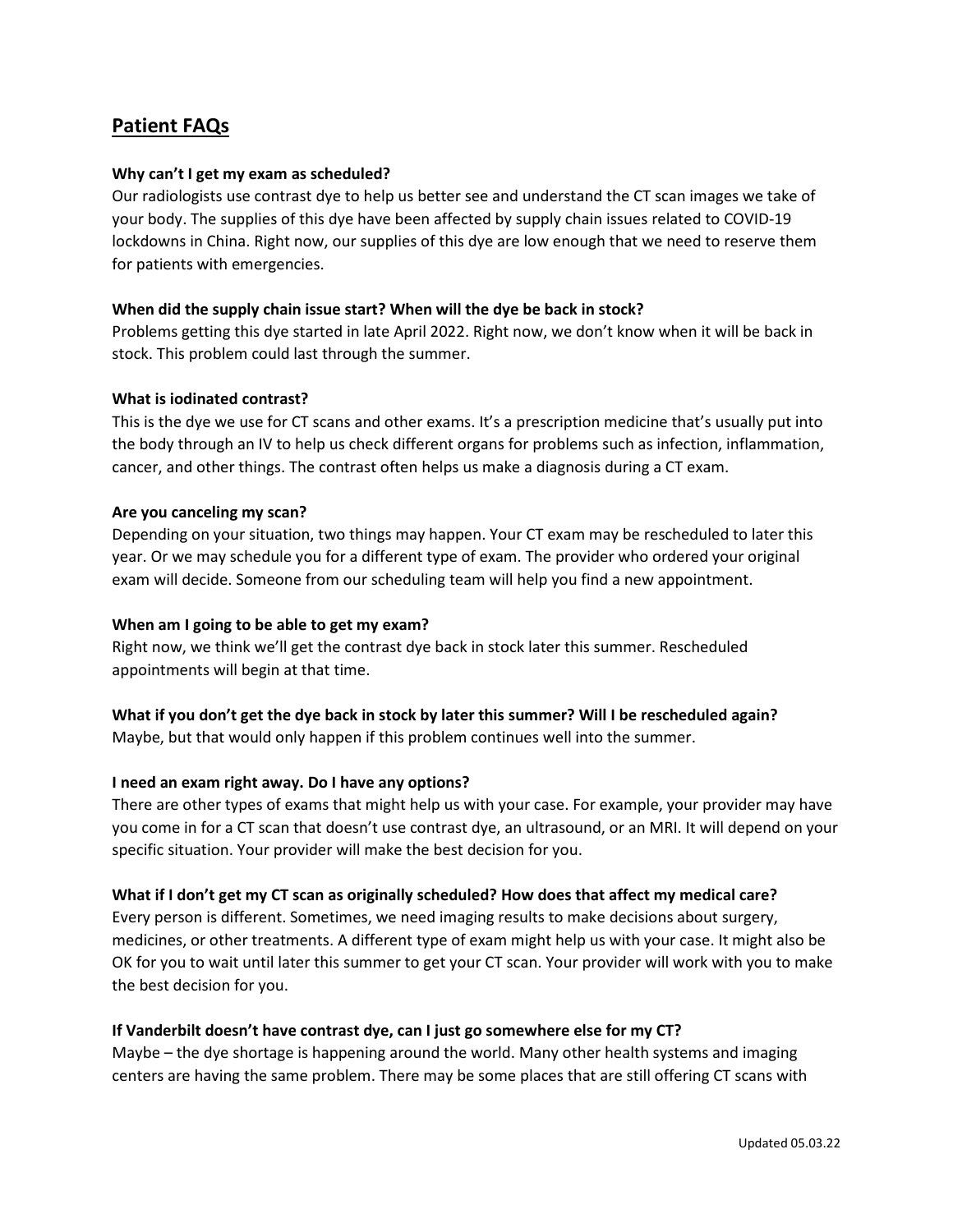## Patient FAQs

**Why can't I get my exam as scheduled?**

Our radiologists use contrast dye to help us better see and understand the CT scan images we take of your body. The supplies of this dye have been affected by supply chain issues related to COVID-19 lockdowns in China. Right now, our supplies of this dye are low enough that we need to reserve them for patients with emergencies.

**When did the supply chain issue start? When will the dye be back in stock?**

Problems getting this dye started in late April 2022. Right now, we don't know when it will be back in stock. This problem could last through the summer.

**What is iodinated contrast?**

This is the dye we use for CT scans and other exams. It's a prescription medicine that's usually put into the body through an IV to help us check different organs for problems such as infection, inflammation, cancer, and other things. The contrast often helps us make a diagnosis during a CT exam.

**Are you canceling my scan?**

Depending on your situation, two things may happen. Your CT exam may be rescheduled to later this year. Or we may schedule you for a different type of exam. The provider who ordered your original exam will decide. Someone from our scheduling team will help you find a new appointment.

**When am I going to be able to get my exam?**

Right now, we think we'll get the contrast dye back in stock later this summer. Rescheduled appointments will begin at that time.

**What if you don't get the dye back in stock by later this summer? Will I be rescheduled again?**

Maybe, but that would only happen if this problem continues well into the summer.

**I need an exam right away. Do I have any options?**

There are other types of exams that might help us with your case. For example, your provider may have you come in for a CT scan that doesn't use contrast dye, an ultrasound, or an MRI. It will depend on your specific situation. Your provider will make the best decision for you.

**What if I don't get my CT scan as originally scheduled? How does that affect my medical care?**

Every person is different. Sometimes, we need imaging results to make decisions about surgery, medicines, or other treatments. A different type of exam might help us with your case. It might also be OK for you to wait until later this summer to get your CT scan. Your provider will work with you to make the best decision for you.

**If Vanderbilt doesn't have contrast dye, can I just go somewhere else for my CT?**

Maybe – the dye shortage is happening around the world. Many other health systems and imaging centers are having the same problem. There may be some places that are still offering CT scans with

Updated 05.03.22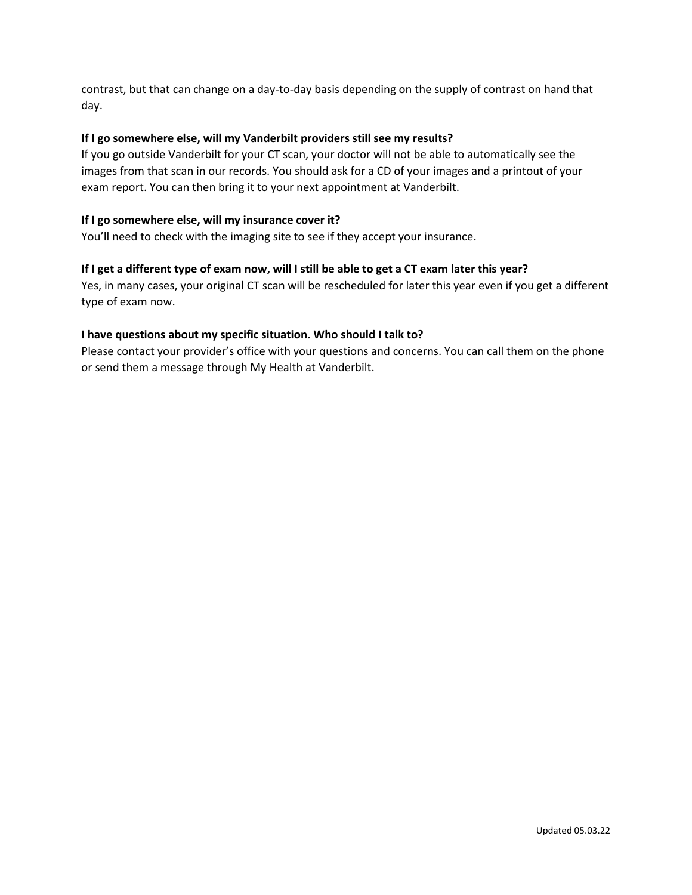contrast, but that can change on a day-to-day basis depending on the supply of contrast on hand that day.

**If I go somewhere else, will my Vanderbilt providers still see my results?**

If you go outside Vanderbilt for your CT scan, your doctor will not be able to automatically see the images from that scan in our records. You should ask for a CD of your images and a printout of your exam report. You can then bring it to your next appointment at Vanderbilt.

**If I go somewhere else, will my insurance cover it?**

You'll need to check with the imaging site to see if they accept your insurance.

**If I get a different type of exam now, will I still be able to get a CT exam later this year?**

Yes, in many cases, your original CT scan will be rescheduled for later this year even if you get a different type of exam now.

**I have questions about my specific situation. Who should I talk to?**

Please contact your provider's office with your questions and concerns. You can call them on the phone or send them a message through My Health at Vanderbilt.

Updated 05.03.22